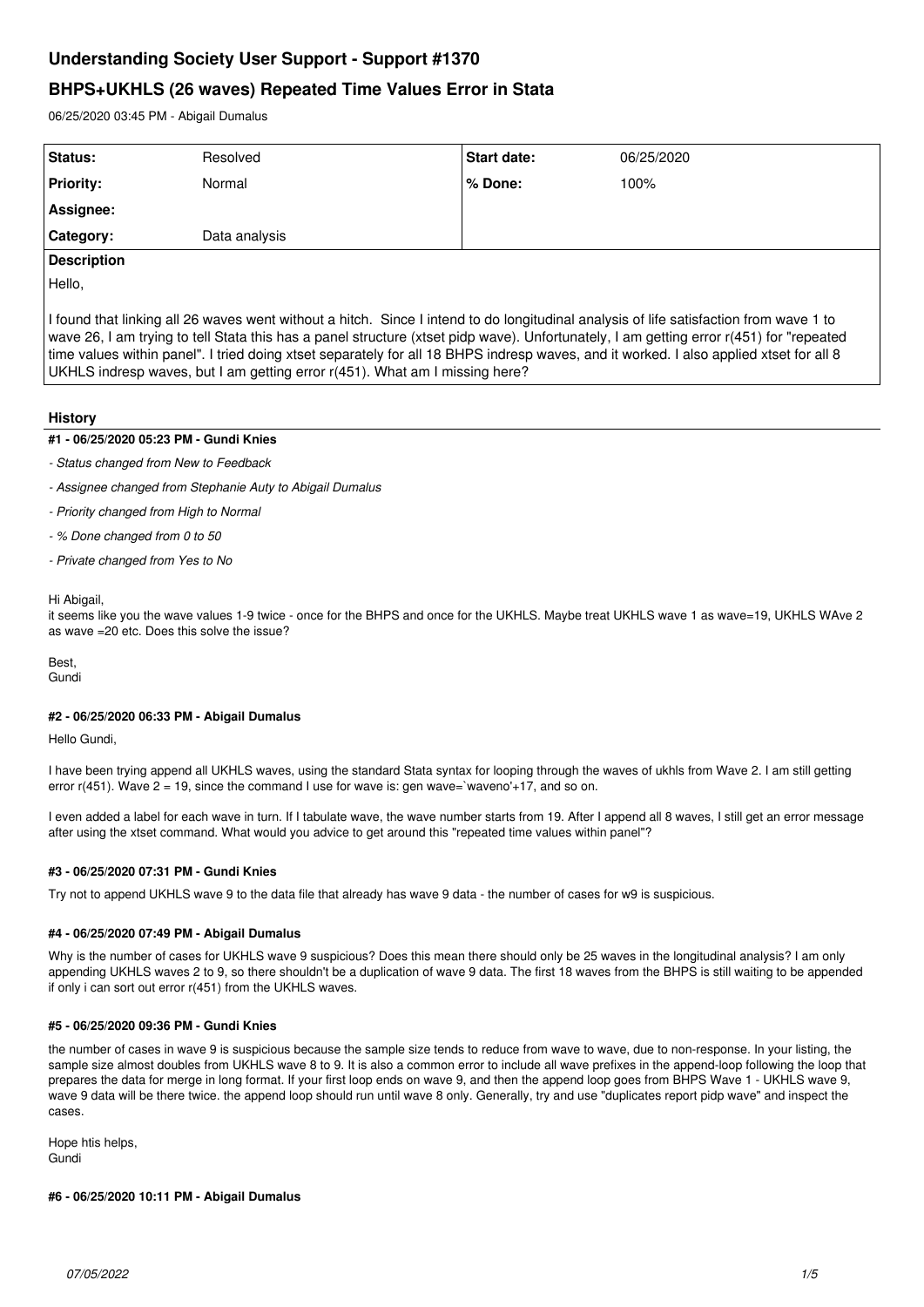# Understanding Society User Support - Support #1370

## BHPS+UKHLS (26 waves) Repeated Time Values Error in Stata

06/25/2020 03:45 PM - Abigail Dumalus

| Status: | Resolved | Start date: | 06/25/2020 |
|---|---|---|---|
| Priority: | Normal | % Done: | 100% |
| Assignee: | | | |
| Category: | Data analysis | | |

**Description**

Hello,

I found that linking all 26 waves went without a hitch. Since I intend to do longitudinal analysis of life satisfaction from wave 1 to wave 26, I am trying to tell Stata this has a panel structure (xtset pidp wave). Unfortunately, I am getting error r(451) for "repeated time values within panel". I tried doing xtset separately for all 18 BHPS indresp waves, and it worked. I also applied xtset for all 8 UKHLS indresp waves, but I am getting error r(451). What am I missing here?

### History

#### #1 - 06/25/2020 05:23 PM - Gundi Knies

- *Status changed from New to Feedback*
- *Assignee changed from Stephanie Auty to Abigail Dumalus*
- *Priority changed from High to Normal*
- *% Done changed from 0 to 50*
- *Private changed from Yes to No*

Hi Abigail,

it seems like you the wave values 1-9 twice - once for the BHPS and once for the UKHLS. Maybe treat UKHLS wave 1 as wave=19, UKHLS WAve 2 as wave =20 etc. Does this solve the issue?

Best,
Gundi

#### #2 - 06/25/2020 06:33 PM - Abigail Dumalus

Hello Gundi,

I have been trying append all UKHLS waves, using the standard Stata syntax for looping through the waves of ukhls from Wave 2. I am still getting error r(451). Wave 2 = 19, since the command I use for wave is: gen wave=`waveno'+17, and so on.

I even added a label for each wave in turn. If I tabulate wave, the wave number starts from 19. After I append all 8 waves, I still get an error message after using the xtset command. What would you advice to get around this "repeated time values within panel"?

#### #3 - 06/25/2020 07:31 PM - Gundi Knies

Try not to append UKHLS wave 9 to the data file that already has wave 9 data - the number of cases for w9 is suspicious.

#### #4 - 06/25/2020 07:49 PM - Abigail Dumalus

Why is the number of cases for UKHLS wave 9 suspicious? Does this mean there should only be 25 waves in the longitudinal analysis? I am only appending UKHLS waves 2 to 9, so there shouldn't be a duplication of wave 9 data. The first 18 waves from the BHPS is still waiting to be appended if only i can sort out error r(451) from the UKHLS waves.

#### #5 - 06/25/2020 09:36 PM - Gundi Knies

the number of cases in wave 9 is suspicious because the sample size tends to reduce from wave to wave, due to non-response. In your listing, the sample size almost doubles from UKHLS wave 8 to 9. It is also a common error to include all wave prefixes in the append-loop following the loop that prepares the data for merge in long format. If your first loop ends on wave 9, and then the append loop goes from BHPS Wave 1 - UKHLS wave 9, wave 9 data will be there twice. the append loop should run until wave 8 only. Generally, try and use "duplicates report pidp wave" and inspect the cases.

Hope htis helps,
Gundi

#### #6 - 06/25/2020 10:11 PM - Abigail Dumalus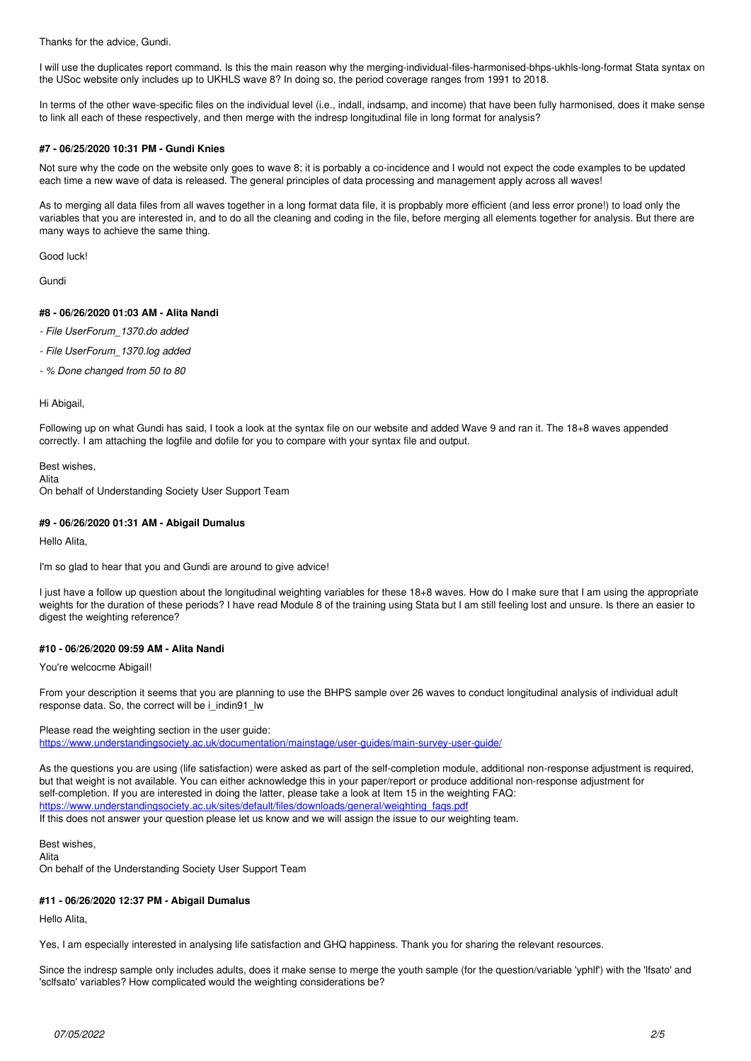Thanks for the advice, Gundi.

I will use the duplicates report command. Is this the main reason why the merging-individual-files-harmonised-bhps-ukhls-long-format Stata syntax on the USoc website only includes up to UKHLS wave 8? In doing so, the period coverage ranges from 1991 to 2018.

In terms of the other wave-specific files on the individual level (i.e., indall, indsamp, and income) that have been fully harmonised, does it make sense to link all each of these respectively, and then merge with the indresp longitudinal file in long format for analysis?

#### #7 - 06/25/2020 10:31 PM - Gundi Knies

Not sure why the code on the website only goes to wave 8; it is porbably a co-incidence and I would not expect the code examples to be updated each time a new wave of data is released. The general principles of data processing and management apply across all waves!

As to merging all data files from all waves together in a long format data file, it is propbably more efficient (and less error prone!) to load only the variables that you are interested in, and to do all the cleaning and coding in the file, before merging all elements together for analysis. But there are many ways to achieve the same thing.

Good luck!

Gundi

#### #8 - 06/26/2020 01:03 AM - Alita Nandi

*- File UserForum_1370.do added*

*- File UserForum_1370.log added*

*- % Done changed from 50 to 80*

Hi Abigail,

Following up on what Gundi has said, I took a look at the syntax file on our website and added Wave 9 and ran it. The 18+8 waves appended correctly. I am attaching the logfile and dofile for you to compare with your syntax file and output.

Best wishes,
Alita
On behalf of Understanding Society User Support Team

#### #9 - 06/26/2020 01:31 AM - Abigail Dumalus

Hello Alita,

I'm so glad to hear that you and Gundi are around to give advice!

I just have a follow up question about the longitudinal weighting variables for these 18+8 waves. How do I make sure that I am using the appropriate weights for the duration of these periods? I have read Module 8 of the training using Stata but I am still feeling lost and unsure. Is there an easier to digest the weighting reference?

#### #10 - 06/26/2020 09:59 AM - Alita Nandi

You're welcocme Abigail!

From your description it seems that you are planning to use the BHPS sample over 26 waves to conduct longitudinal analysis of individual adult response data. So, the correct will be i_indin91_lw

Please read the weighting section in the user guide:
https://www.understandingsociety.ac.uk/documentation/mainstage/user-guides/main-survey-user-guide/

As the questions you are using (life satisfaction) were asked as part of the self-completion module, additional non-response adjustment is required, but that weight is not available. You can either acknowledge this in your paper/report or produce additional non-response adjustment for self-completion. If you are interested in doing the latter, please take a look at Item 15 in the weighting FAQ:
https://www.understandingsociety.ac.uk/sites/default/files/downloads/general/weighting_faqs.pdf
If this does not answer your question please let us know and we will assign the issue to our weighting team.

Best wishes,
Alita
On behalf of the Understanding Society User Support Team

#### #11 - 06/26/2020 12:37 PM - Abigail Dumalus

Hello Alita,

Yes, I am especially interested in analysing life satisfaction and GHQ happiness. Thank you for sharing the relevant resources.

Since the indresp sample only includes adults, does it make sense to merge the youth sample (for the question/variable 'yphlf') with the 'lfsato' and 'sclfsato' variables? How complicated would the weighting considerations be?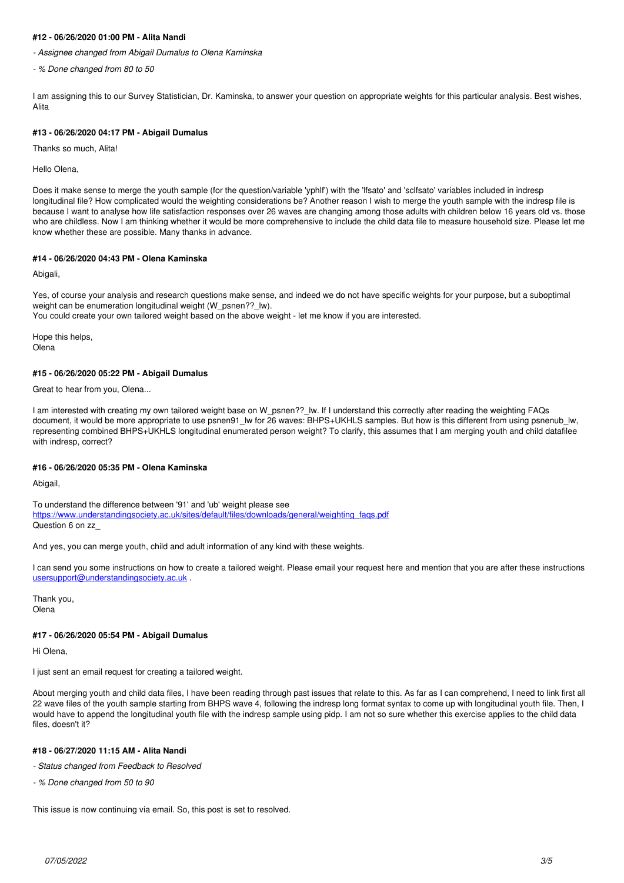#### #12 - 06/26/2020 01:00 PM - Alita Nandi

- *Assignee changed from Abigail Dumalus to Olena Kaminska*
- *% Done changed from 80 to 50*

I am assigning this to our Survey Statistician, Dr. Kaminska, to answer your question on appropriate weights for this particular analysis. Best wishes, Alita

#### #13 - 06/26/2020 04:17 PM - Abigail Dumalus

Thanks so much, Alita!

Hello Olena,

Does it make sense to merge the youth sample (for the question/variable 'yphlf') with the 'lfsato' and 'sclfsato' variables included in indresp longitudinal file? How complicated would the weighting considerations be? Another reason I wish to merge the youth sample with the indresp file is because I want to analyse how life satisfaction responses over 26 waves are changing among those adults with children below 16 years old vs. those who are childless. Now I am thinking whether it would be more comprehensive to include the child data file to measure household size. Please let me know whether these are possible. Many thanks in advance.

#### #14 - 06/26/2020 04:43 PM - Olena Kaminska

Abigali,

Yes, of course your analysis and research questions make sense, and indeed we do not have specific weights for your purpose, but a suboptimal weight can be enumeration longitudinal weight (W_psnen??_lw).
You could create your own tailored weight based on the above weight - let me know if you are interested.

Hope this helps,
Olena

#### #15 - 06/26/2020 05:22 PM - Abigail Dumalus

Great to hear from you, Olena...

I am interested with creating my own tailored weight base on W_psnen??_lw. If I understand this correctly after reading the weighting FAQs document, it would be more appropriate to use psnen91_lw for 26 waves: BHPS+UKHLS samples. But how is this different from using psnenub_lw, representing combined BHPS+UKHLS longitudinal enumerated person weight? To clarify, this assumes that I am merging youth and child datafilee with indresp, correct?

#### #16 - 06/26/2020 05:35 PM - Olena Kaminska

Abigail,

To understand the difference between '91' and 'ub' weight please see
https://www.understandingsociety.ac.uk/sites/default/files/downloads/general/weighting_faqs.pdf
Question 6 on zz_

And yes, you can merge youth, child and adult information of any kind with these weights.

I can send you some instructions on how to create a tailored weight. Please email your request here and mention that you are after these instructions usersupport@understandingsociety.ac.uk .

Thank you,
Olena

#### #17 - 06/26/2020 05:54 PM - Abigail Dumalus

Hi Olena,

I just sent an email request for creating a tailored weight.

About merging youth and child data files, I have been reading through past issues that relate to this. As far as I can comprehend, I need to link first all 22 wave files of the youth sample starting from BHPS wave 4, following the indresp long format syntax to come up with longitudinal youth file. Then, I would have to append the longitudinal youth file with the indresp sample using pidp. I am not so sure whether this exercise applies to the child data files, doesn't it?

#### #18 - 06/27/2020 11:15 AM - Alita Nandi

- *Status changed from Feedback to Resolved*
- *% Done changed from 50 to 90*

This issue is now continuing via email. So, this post is set to resolved.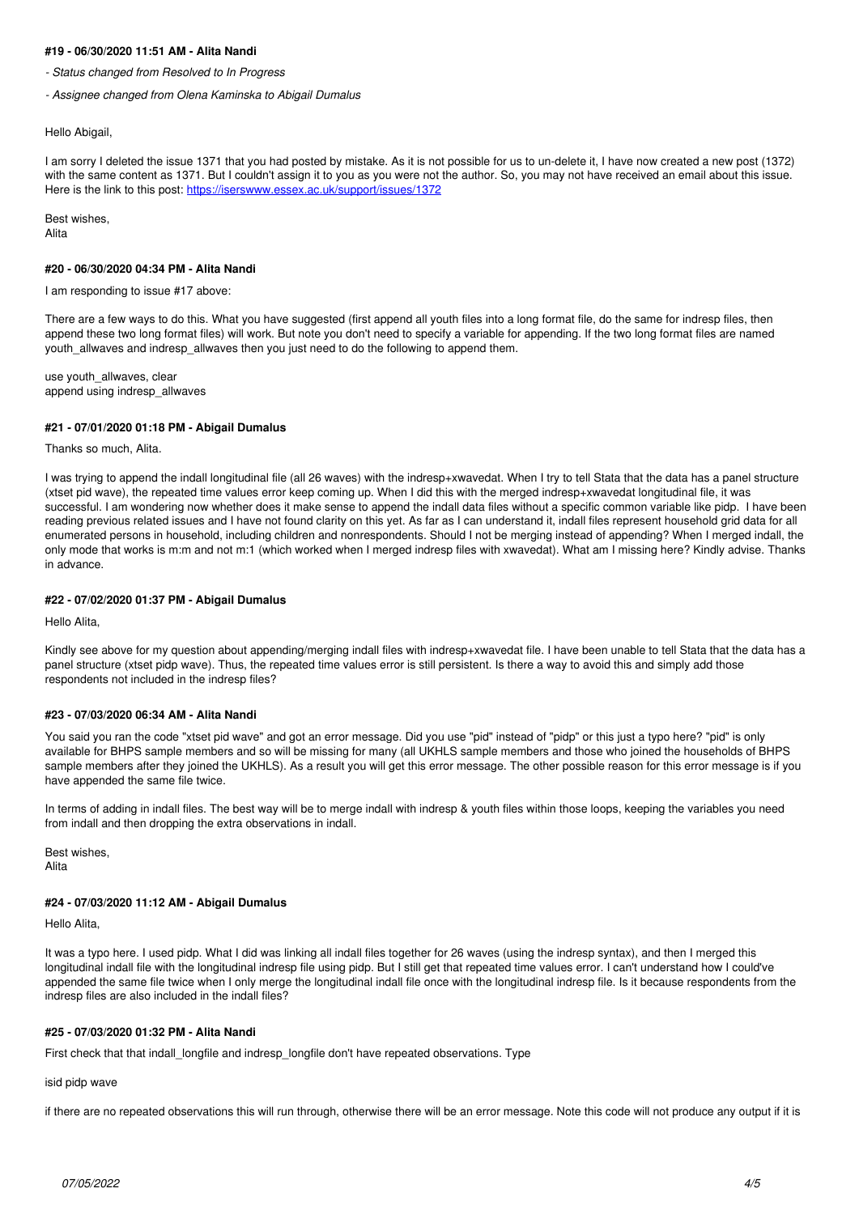#### #19 - 06/30/2020 11:51 AM - Alita Nandi

- *Status changed from Resolved to In Progress*
- *Assignee changed from Olena Kaminska to Abigail Dumalus*

Hello Abigail,

I am sorry I deleted the issue 1371 that you had posted by mistake. As it is not possible for us to un-delete it, I have now created a new post (1372) with the same content as 1371. But I couldn't assign it to you as you were not the author. So, you may not have received an email about this issue. Here is the link to this post: https://iserswww.essex.ac.uk/support/issues/1372

Best wishes,
Alita

#### #20 - 06/30/2020 04:34 PM - Alita Nandi

I am responding to issue #17 above:

There are a few ways to do this. What you have suggested (first append all youth files into a long format file, do the same for indresp files, then append these two long format files) will work. But note you don't need to specify a variable for appending. If the two long format files are named youth_allwaves and indresp_allwaves then you just need to do the following to append them.

```
use youth_allwaves, clear
append using indresp_allwaves
```

#### #21 - 07/01/2020 01:18 PM - Abigail Dumalus

Thanks so much, Alita.

I was trying to append the indall longitudinal file (all 26 waves) with the indresp+xwavedat. When I try to tell Stata that the data has a panel structure (xtset pid wave), the repeated time values error keep coming up. When I did this with the merged indresp+xwavedat longitudinal file, it was successful. I am wondering now whether does it make sense to append the indall data files without a specific common variable like pidp. I have been reading previous related issues and I have not found clarity on this yet. As far as I can understand it, indall files represent household grid data for all enumerated persons in household, including children and nonrespondents. Should I not be merging instead of appending? When I merged indall, the only mode that works is m:m and not m:1 (which worked when I merged indresp files with xwavedat). What am I missing here? Kindly advise. Thanks in advance.

#### #22 - 07/02/2020 01:37 PM - Abigail Dumalus

Hello Alita,

Kindly see above for my question about appending/merging indall files with indresp+xwavedat file. I have been unable to tell Stata that the data has a panel structure (xtset pidp wave). Thus, the repeated time values error is still persistent. Is there a way to avoid this and simply add those respondents not included in the indresp files?

#### #23 - 07/03/2020 06:34 AM - Alita Nandi

You said you ran the code "xtset pid wave" and got an error message. Did you use "pid" instead of "pidp" or this just a typo here? "pid" is only available for BHPS sample members and so will be missing for many (all UKHLS sample members and those who joined the households of BHPS sample members after they joined the UKHLS). As a result you will get this error message. The other possible reason for this error message is if you have appended the same file twice.

In terms of adding in indall files. The best way will be to merge indall with indresp & youth files within those loops, keeping the variables you need from indall and then dropping the extra observations in indall.

Best wishes,
Alita

#### #24 - 07/03/2020 11:12 AM - Abigail Dumalus

Hello Alita,

It was a typo here. I used pidp. What I did was linking all indall files together for 26 waves (using the indresp syntax), and then I merged this longitudinal indall file with the longitudinal indresp file using pidp. But I still get that repeated time values error. I can't understand how I could've appended the same file twice when I only merge the longitudinal indall file once with the longitudinal indresp file. Is it because respondents from the indresp files are also included in the indall files?

#### #25 - 07/03/2020 01:32 PM - Alita Nandi

First check that that indall_longfile and indresp_longfile don't have repeated observations. Type

```
isid pidp wave
```

if there are no repeated observations this will run through, otherwise there will be an error message. Note this code will not produce any output if it is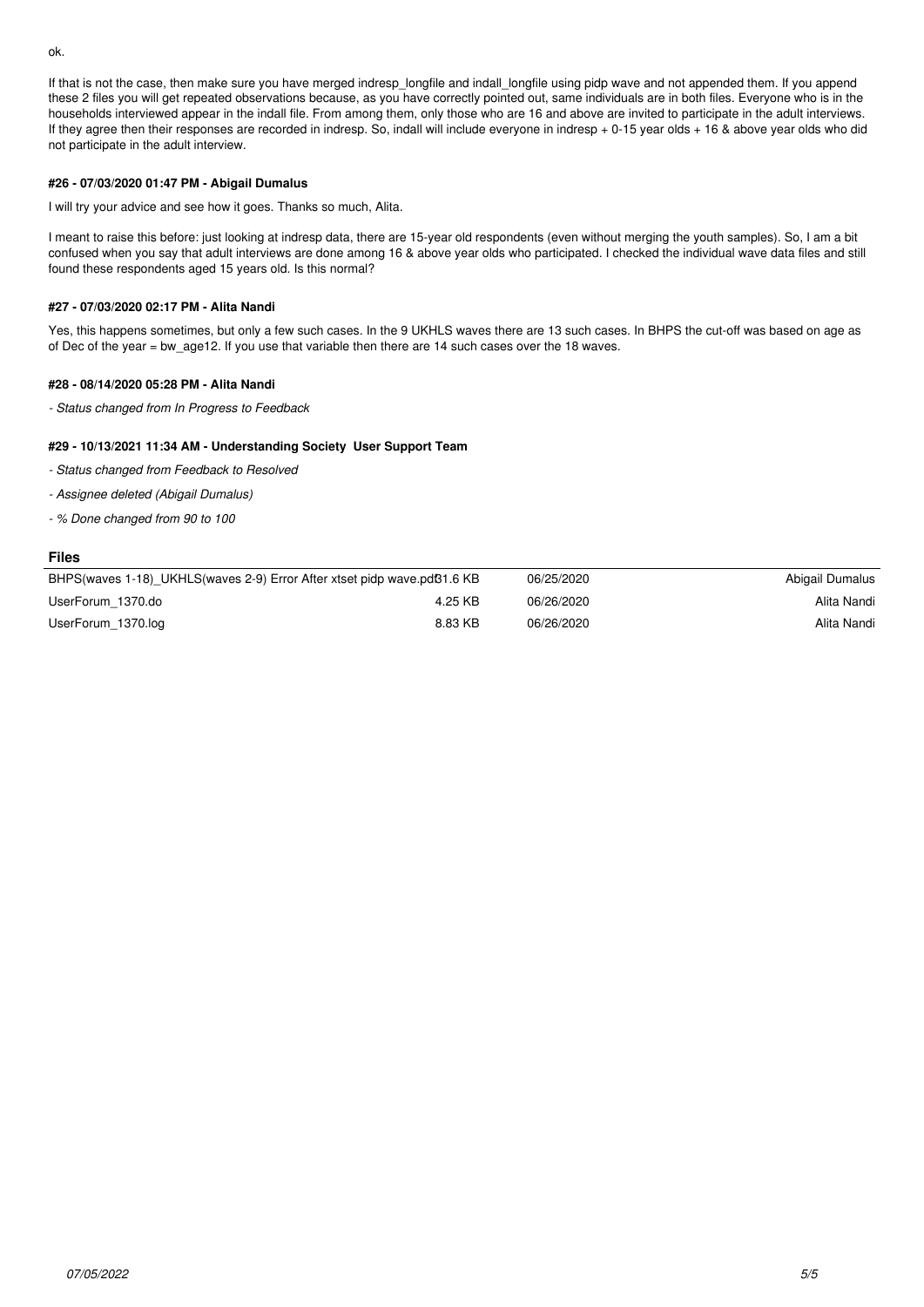ok.

If that is not the case, then make sure you have merged indresp_longfile and indall_longfile using pidp wave and not appended them. If you append these 2 files you will get repeated observations because, as you have correctly pointed out, same individuals are in both files. Everyone who is in the households interviewed appear in the indall file. From among them, only those who are 16 and above are invited to participate in the adult interviews. If they agree then their responses are recorded in indresp. So, indall will include everyone in indresp + 0-15 year olds + 16 & above year olds who did not participate in the adult interview.

#### #26 - 07/03/2020 01:47 PM - Abigail Dumalus

I will try your advice and see how it goes. Thanks so much, Alita.

I meant to raise this before: just looking at indresp data, there are 15-year old respondents (even without merging the youth samples). So, I am a bit confused when you say that adult interviews are done among 16 & above year olds who participated. I checked the individual wave data files and still found these respondents aged 15 years old. Is this normal?

#### #27 - 07/03/2020 02:17 PM - Alita Nandi

Yes, this happens sometimes, but only a few such cases. In the 9 UKHLS waves there are 13 such cases. In BHPS the cut-off was based on age as of Dec of the year = bw_age12. If you use that variable then there are 14 such cases over the 18 waves.

#### #28 - 08/14/2020 05:28 PM - Alita Nandi

- *Status changed from In Progress to Feedback*

#### #29 - 10/13/2021 11:34 AM - Understanding Society User Support Team

- *Status changed from Feedback to Resolved*
- *Assignee deleted (Abigail Dumalus)*
- *% Done changed from 90 to 100*

### Files

| | | | |
|---|---|---|---|
| BHPS(waves 1-18)_UKHLS(waves 2-9) Error After xtset pidp wave.pdf | 31.6 KB | 06/25/2020 | Abigail Dumalus |
| UserForum_1370.do | 4.25 KB | 06/26/2020 | Alita Nandi |
| UserForum_1370.log | 8.83 KB | 06/26/2020 | Alita Nandi |